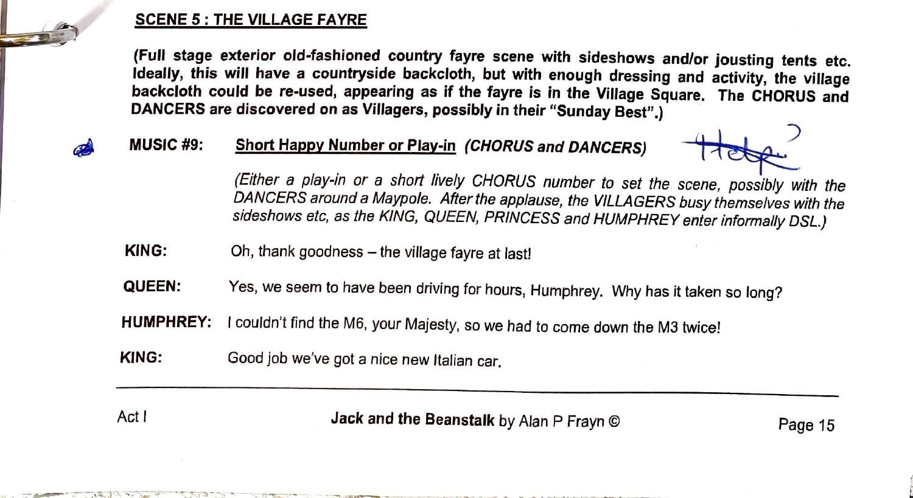## SCENE 5 : THE VILLAGE FAYRE

**(Full stage exterior old-fashioned country fayre scene with sideshows and/or jousting tents etc. Ideally, this will have a countryside backcloth, but with enough dressing and activity, the village backcloth could be re-used, appearing as if the fayre is in the Village Square. The CHORUS and DANCERS are discovered on as Villagers, possibly in their "Sunday Best".)**

**MUSIC #9:** **Short Happy Number or Play-in** ***(CHORUS and DANCERS)*** Help?

*(Either a play-in or a short lively CHORUS number to set the scene, possibly with the DANCERS around a Maypole. After the applause, the VILLAGERS busy themselves with the sideshows etc, as the KING, QUEEN, PRINCESS and HUMPHREY enter informally DSL.)*

**KING:** Oh, thank goodness – the village fayre at last!

**QUEEN:** Yes, we seem to have been driving for hours, Humphrey. Why has it taken so long?

**HUMPHREY:** I couldn't find the M6, your Majesty, so we had to come down the M3 twice!

**KING:** Good job we've got a nice new Italian car.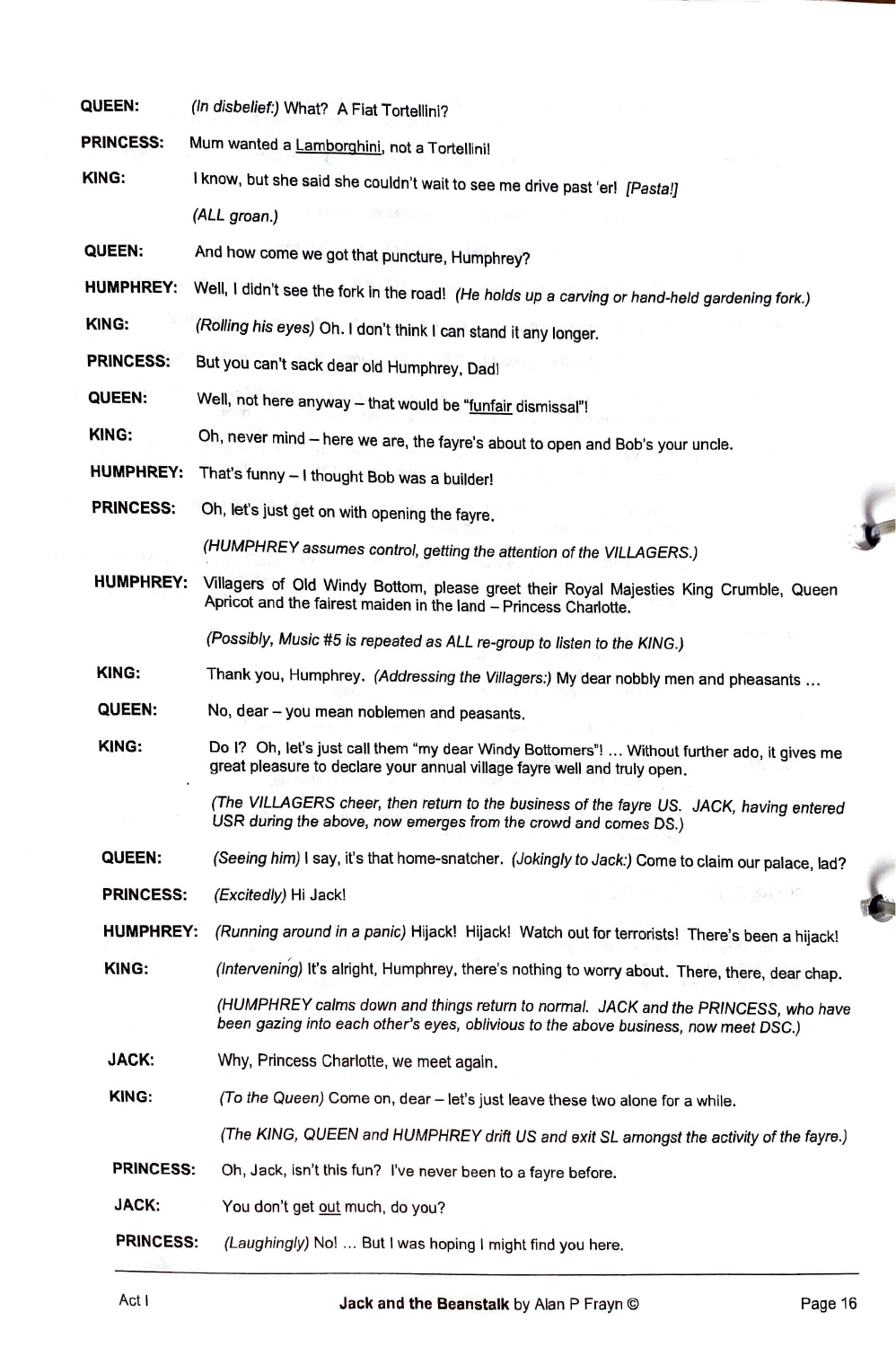**QUEEN:** *(In disbelief:)* What? A Fiat Tortellini?

**PRINCESS:** Mum wanted a Lamborghini, not a Tortellini!

**KING:** I know, but she said she couldn't wait to see me drive past 'er! *[Pasta!]*

*(ALL groan.)*

**QUEEN:** And how come we got that puncture, Humphrey?

**HUMPHREY:** Well, I didn't see the fork in the road! *(He holds up a carving or hand-held gardening fork.)*

**KING:** *(Rolling his eyes)* Oh. I don't think I can stand it any longer.

**PRINCESS:** But you can't sack dear old Humphrey, Dad!

**QUEEN:** Well, not here anyway – that would be "funfair dismissal"!

**KING:** Oh, never mind – here we are, the fayre's about to open and Bob's your uncle.

**HUMPHREY:** That's funny – I thought Bob was a builder!

**PRINCESS:** Oh, let's just get on with opening the fayre.

*(HUMPHREY assumes control, getting the attention of the VILLAGERS.)*

**HUMPHREY:** Villagers of Old Windy Bottom, please greet their Royal Majesties King Crumble, Queen Apricot and the fairest maiden in the land – Princess Charlotte.

*(Possibly, Music #5 is repeated as ALL re-group to listen to the KING.)*

**KING:** Thank you, Humphrey. *(Addressing the Villagers:)* My dear nobbly men and pheasants ...

**QUEEN:** No, dear – you mean noblemen and peasants.

**KING:** Do I? Oh, let's just call them "my dear Windy Bottomers"! ... Without further ado, it gives me great pleasure to declare your annual village fayre well and truly open.

*(The VILLAGERS cheer, then return to the business of the fayre US. JACK, having entered USR during the above, now emerges from the crowd and comes DS.)*

**QUEEN:** *(Seeing him)* I say, it's that home-snatcher. *(Jokingly to Jack:)* Come to claim our palace, lad?

**PRINCESS:** *(Excitedly)* Hi Jack!

**HUMPHREY:** *(Running around in a panic)* Hijack! Hijack! Watch out for terrorists! There's been a hijack!

**KING:** *(Intervening)* It's alright, Humphrey, there's nothing to worry about. There, there, dear chap.

*(HUMPHREY calms down and things return to normal. JACK and the PRINCESS, who have been gazing into each other's eyes, oblivious to the above business, now meet DSC.)*

**JACK:** Why, Princess Charlotte, we meet again.

**KING:** *(To the Queen)* Come on, dear – let's just leave these two alone for a while.

*(The KING, QUEEN and HUMPHREY drift US and exit SL amongst the activity of the fayre.)*

**PRINCESS:** Oh, Jack, isn't this fun? I've never been to a fayre before.

**JACK:** You don't get out much, do you?

**PRINCESS:** *(Laughingly)* No! ... But I was hoping I might find you here.